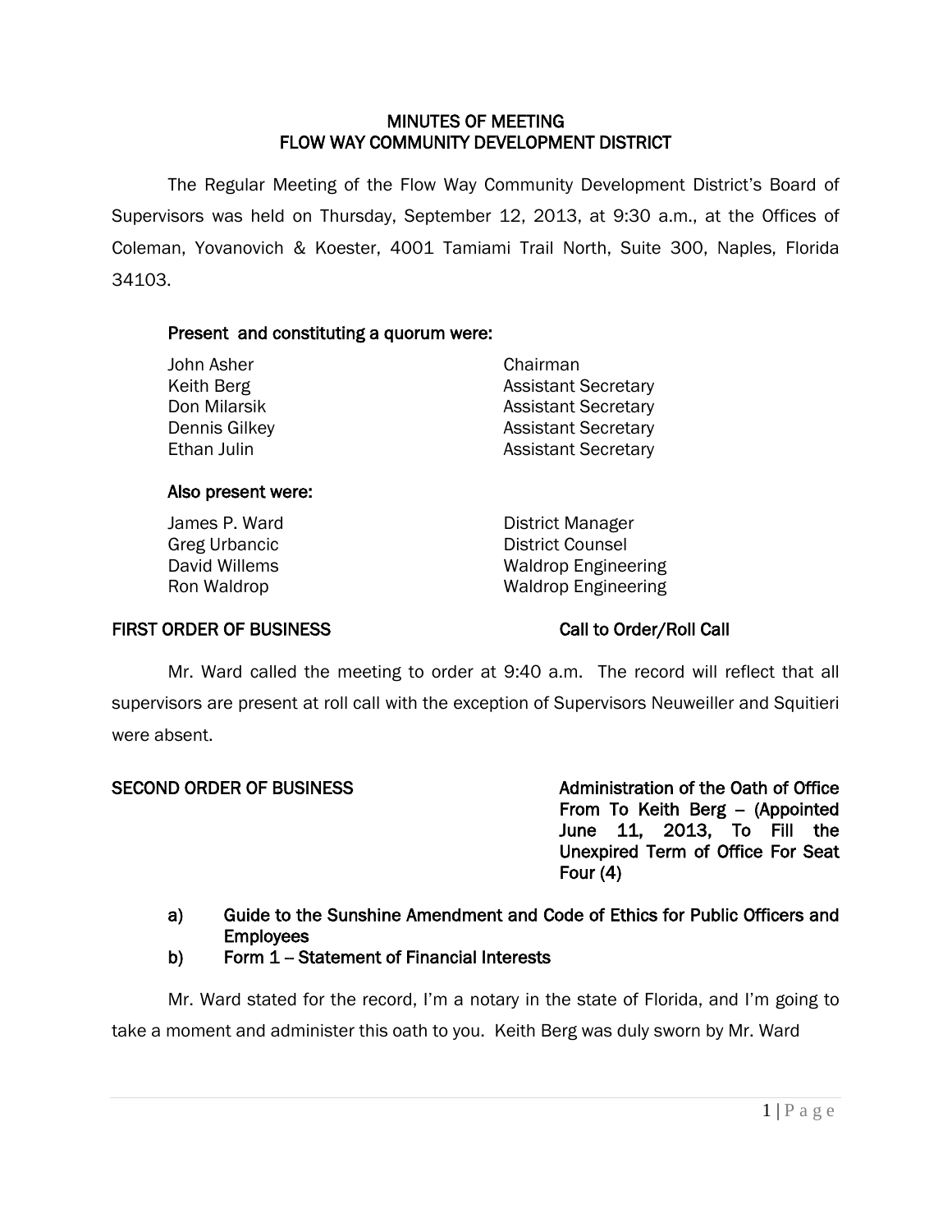# MINUTES OF MEETING
# FLOW WAY COMMUNITY DEVELOPMENT DISTRICT

The Regular Meeting of the Flow Way Community Development District's Board of Supervisors was held on Thursday, September 12, 2013, at 9:30 a.m., at the Offices of Coleman, Yovanovich & Koester, 4001 Tamiami Trail North, Suite 300, Naples, Florida 34103.

**Present and constituting a quorum were:**

| | |
|---|---|
| John Asher | Chairman |
| Keith Berg | Assistant Secretary |
| Don Milarsik | Assistant Secretary |
| Dennis Gilkey | Assistant Secretary |
| Ethan Julin | Assistant Secretary |

**Also present were:**

| | |
|---|---|
| James P. Ward | District Manager |
| Greg Urbancic | District Counsel |
| David Willems | Waldrop Engineering |
| Ron Waldrop | Waldrop Engineering |

**FIRST ORDER OF BUSINESS** **Call to Order/Roll Call**

Mr. Ward called the meeting to order at 9:40 a.m. The record will reflect that all supervisors are present at roll call with the exception of Supervisors Neuweiller and Squitieri were absent.

**SECOND ORDER OF BUSINESS** **Administration of the Oath of Office From To Keith Berg – (Appointed June 11, 2013, To Fill the Unexpired Term of Office For Seat Four (4)**

**a) Guide to the Sunshine Amendment and Code of Ethics for Public Officers and Employees**

**b) Form 1 – Statement of Financial Interests**

Mr. Ward stated for the record, I'm a notary in the state of Florida, and I'm going to take a moment and administer this oath to you. Keith Berg was duly sworn by Mr. Ward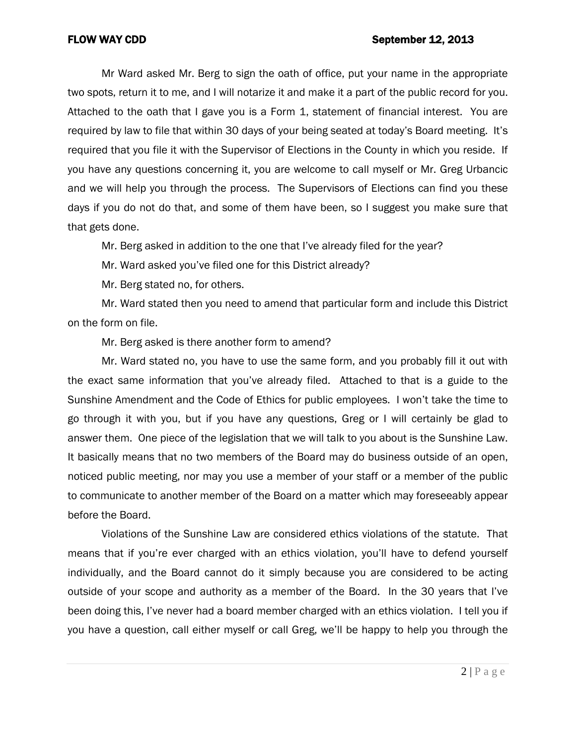Mr Ward asked Mr. Berg to sign the oath of office, put your name in the appropriate two spots, return it to me, and I will notarize it and make it a part of the public record for you. Attached to the oath that I gave you is a Form 1, statement of financial interest. You are required by law to file that within 30 days of your being seated at today's Board meeting. It's required that you file it with the Supervisor of Elections in the County in which you reside. If you have any questions concerning it, you are welcome to call myself or Mr. Greg Urbancic and we will help you through the process. The Supervisors of Elections can find you these days if you do not do that, and some of them have been, so I suggest you make sure that that gets done.

Mr. Berg asked in addition to the one that I've already filed for the year?

Mr. Ward asked you've filed one for this District already?

Mr. Berg stated no, for others.

Mr. Ward stated then you need to amend that particular form and include this District on the form on file.

Mr. Berg asked is there another form to amend?

Mr. Ward stated no, you have to use the same form, and you probably fill it out with the exact same information that you've already filed. Attached to that is a guide to the Sunshine Amendment and the Code of Ethics for public employees. I won't take the time to go through it with you, but if you have any questions, Greg or I will certainly be glad to answer them. One piece of the legislation that we will talk to you about is the Sunshine Law. It basically means that no two members of the Board may do business outside of an open, noticed public meeting, nor may you use a member of your staff or a member of the public to communicate to another member of the Board on a matter which may foreseeably appear before the Board.

Violations of the Sunshine Law are considered ethics violations of the statute. That means that if you're ever charged with an ethics violation, you'll have to defend yourself individually, and the Board cannot do it simply because you are considered to be acting outside of your scope and authority as a member of the Board. In the 30 years that I've been doing this, I've never had a board member charged with an ethics violation. I tell you if you have a question, call either myself or call Greg, we'll be happy to help you through the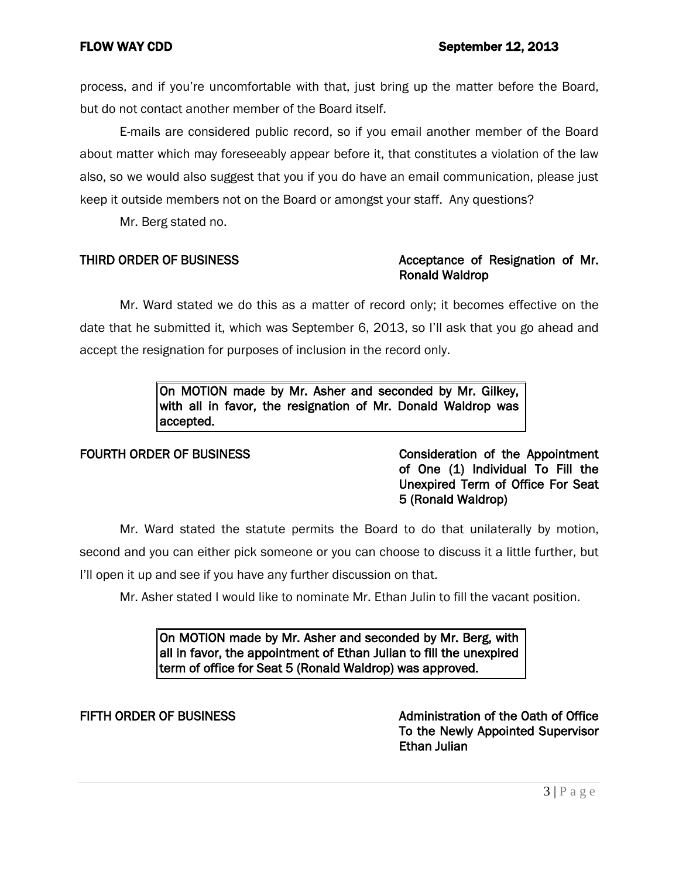process, and if you're uncomfortable with that, just bring up the matter before the Board, but do not contact another member of the Board itself.

E-mails are considered public record, so if you email another member of the Board about matter which may foreseeably appear before it, that constitutes a violation of the law also, so we would also suggest that you if you do have an email communication, please just keep it outside members not on the Board or amongst your staff. Any questions?

Mr. Berg stated no.

**THIRD ORDER OF BUSINESS** **Acceptance of Resignation of Mr. Ronald Waldrop**

Mr. Ward stated we do this as a matter of record only; it becomes effective on the date that he submitted it, which was September 6, 2013, so I'll ask that you go ahead and accept the resignation for purposes of inclusion in the record only.

> **On MOTION made by Mr. Asher and seconded by Mr. Gilkey, with all in favor, the resignation of Mr. Donald Waldrop was accepted.**

**FOURTH ORDER OF BUSINESS** **Consideration of the Appointment of One (1) Individual To Fill the Unexpired Term of Office For Seat 5 (Ronald Waldrop)**

Mr. Ward stated the statute permits the Board to do that unilaterally by motion, second and you can either pick someone or you can choose to discuss it a little further, but I'll open it up and see if you have any further discussion on that.

Mr. Asher stated I would like to nominate Mr. Ethan Julin to fill the vacant position.

> **On MOTION made by Mr. Asher and seconded by Mr. Berg, with all in favor, the appointment of Ethan Julian to fill the unexpired term of office for Seat 5 (Ronald Waldrop) was approved.**

**FIFTH ORDER OF BUSINESS** **Administration of the Oath of Office To the Newly Appointed Supervisor Ethan Julian**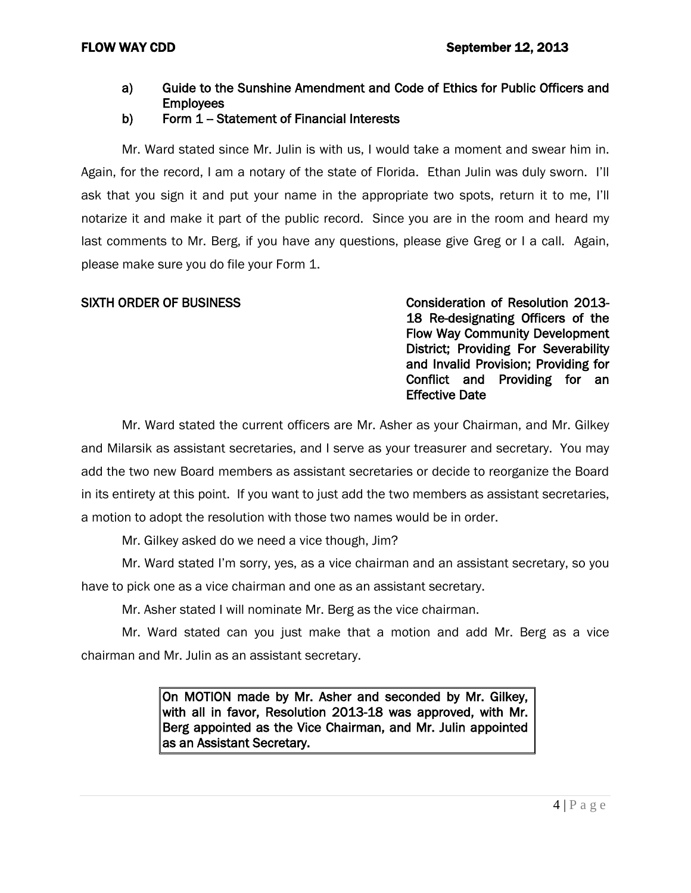a) **Guide to the Sunshine Amendment and Code of Ethics for Public Officers and Employees**

b) **Form 1 – Statement of Financial Interests**

Mr. Ward stated since Mr. Julin is with us, I would take a moment and swear him in. Again, for the record, I am a notary of the state of Florida. Ethan Julin was duly sworn. I'll ask that you sign it and put your name in the appropriate two spots, return it to me, I'll notarize it and make it part of the public record. Since you are in the room and heard my last comments to Mr. Berg, if you have any questions, please give Greg or I a call. Again, please make sure you do file your Form 1.

**SIXTH ORDER OF BUSINESS** — **Consideration of Resolution 2013-18 Re-designating Officers of the Flow Way Community Development District; Providing For Severability and Invalid Provision; Providing for Conflict and Providing for an Effective Date**

Mr. Ward stated the current officers are Mr. Asher as your Chairman, and Mr. Gilkey and Milarsik as assistant secretaries, and I serve as your treasurer and secretary. You may add the two new Board members as assistant secretaries or decide to reorganize the Board in its entirety at this point. If you want to just add the two members as assistant secretaries, a motion to adopt the resolution with those two names would be in order.

Mr. Gilkey asked do we need a vice though, Jim?

Mr. Ward stated I'm sorry, yes, as a vice chairman and an assistant secretary, so you have to pick one as a vice chairman and one as an assistant secretary.

Mr. Asher stated I will nominate Mr. Berg as the vice chairman.

Mr. Ward stated can you just make that a motion and add Mr. Berg as a vice chairman and Mr. Julin as an assistant secretary.

> **On MOTION made by Mr. Asher and seconded by Mr. Gilkey, with all in favor, Resolution 2013-18 was approved, with Mr. Berg appointed as the Vice Chairman, and Mr. Julin appointed as an Assistant Secretary.**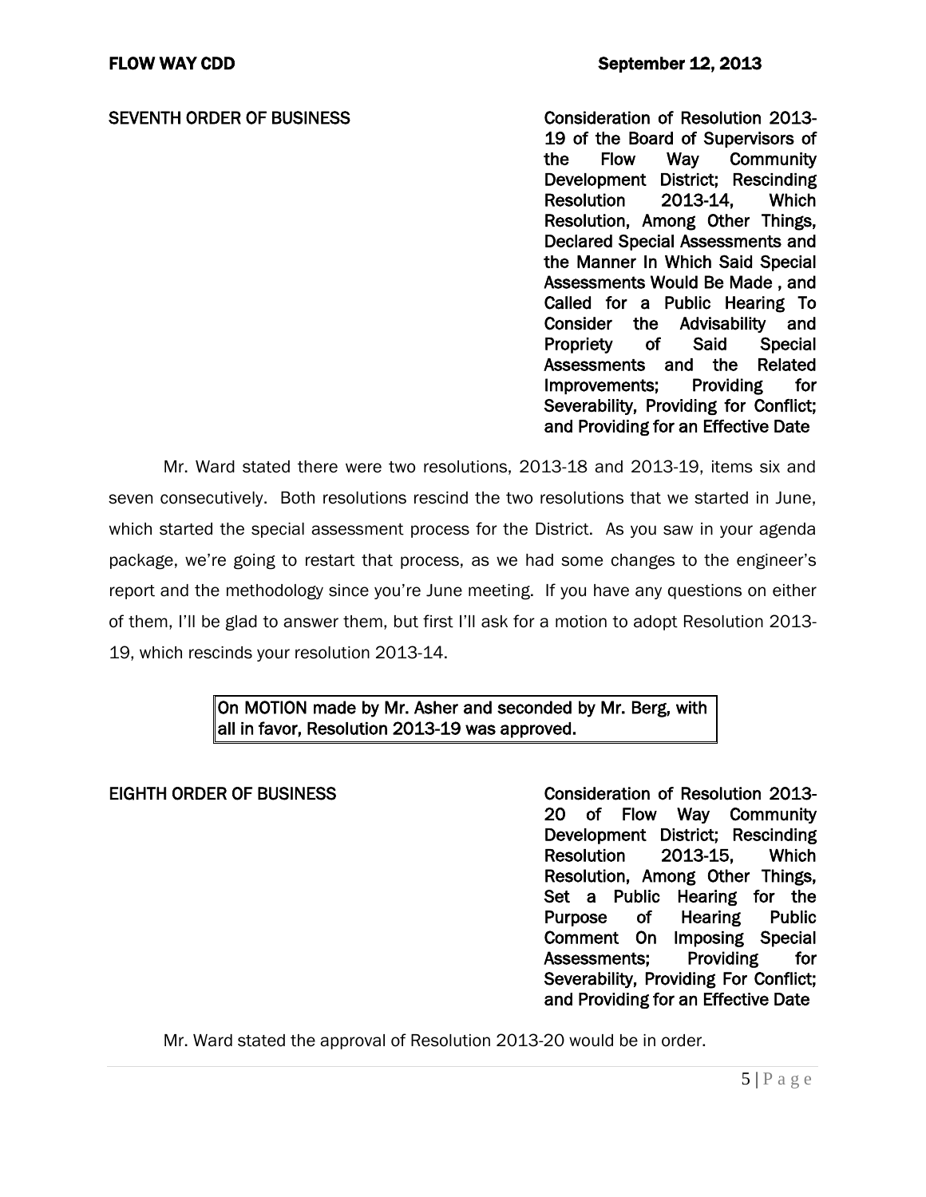**SEVENTH ORDER OF BUSINESS** **Consideration of Resolution 2013-19 of the Board of Supervisors of the Flow Way Community Development District; Rescinding Resolution 2013-14, Which Resolution, Among Other Things, Declared Special Assessments and the Manner In Which Said Special Assessments Would Be Made , and Called for a Public Hearing To Consider the Advisability and Propriety of Said Special Assessments and the Related Improvements; Providing for Severability, Providing for Conflict; and Providing for an Effective Date**

Mr. Ward stated there were two resolutions, 2013-18 and 2013-19, items six and seven consecutively. Both resolutions rescind the two resolutions that we started in June, which started the special assessment process for the District. As you saw in your agenda package, we're going to restart that process, as we had some changes to the engineer's report and the methodology since you're June meeting. If you have any questions on either of them, I'll be glad to answer them, but first I'll ask for a motion to adopt Resolution 2013-19, which rescinds your resolution 2013-14.

> **On MOTION made by Mr. Asher and seconded by Mr. Berg, with all in favor, Resolution 2013-19 was approved.**

**EIGHTH ORDER OF BUSINESS** **Consideration of Resolution 2013-20 of Flow Way Community Development District; Rescinding Resolution 2013-15, Which Resolution, Among Other Things, Set a Public Hearing for the Purpose of Hearing Public Comment On Imposing Special Assessments; Providing for Severability, Providing For Conflict; and Providing for an Effective Date**

Mr. Ward stated the approval of Resolution 2013-20 would be in order.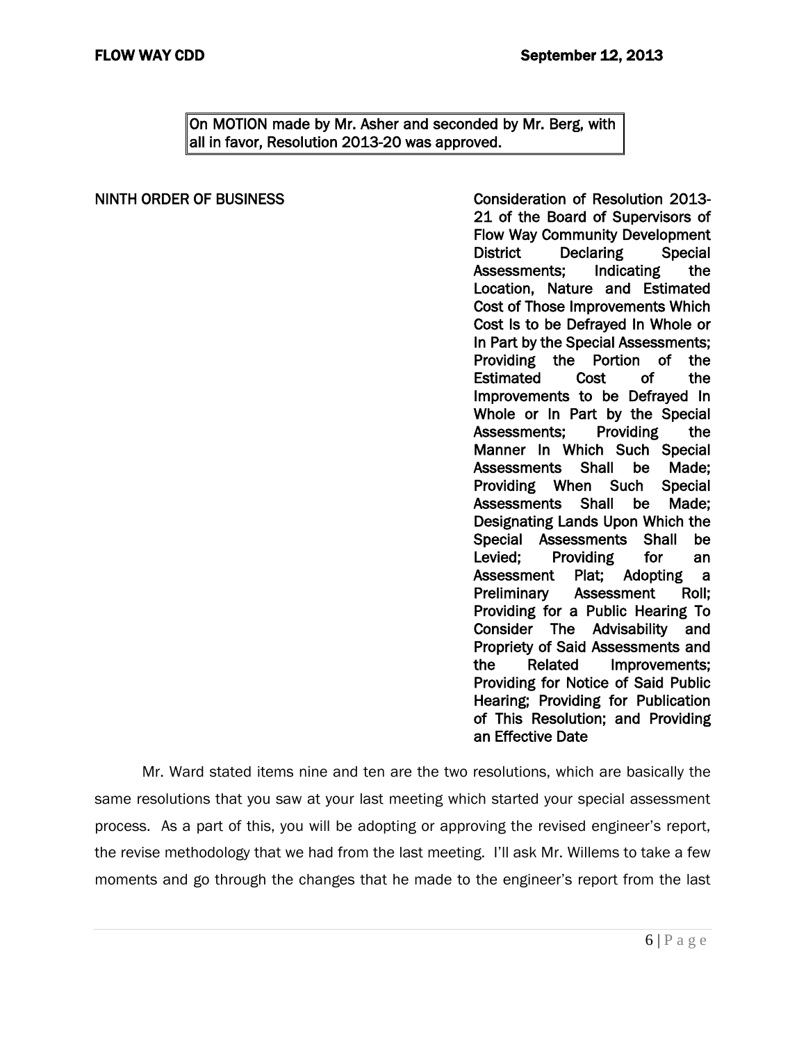**On MOTION made by Mr. Asher and seconded by Mr. Berg, with all in favor, Resolution 2013-20 was approved.**

**NINTH ORDER OF BUSINESS** **Consideration of Resolution 2013-21 of the Board of Supervisors of Flow Way Community Development District Declaring Special Assessments; Indicating the Location, Nature and Estimated Cost of Those Improvements Which Cost Is to be Defrayed In Whole or In Part by the Special Assessments; Providing the Portion of the Estimated Cost of the Improvements to be Defrayed In Whole or In Part by the Special Assessments; Providing the Manner In Which Such Special Assessments Shall be Made; Providing When Such Special Assessments Shall be Made; Designating Lands Upon Which the Special Assessments Shall be Levied; Providing for an Assessment Plat; Adopting a Preliminary Assessment Roll; Providing for a Public Hearing To Consider The Advisability and Propriety of Said Assessments and the Related Improvements; Providing for Notice of Said Public Hearing; Providing for Publication of This Resolution; and Providing an Effective Date**

Mr. Ward stated items nine and ten are the two resolutions, which are basically the same resolutions that you saw at your last meeting which started your special assessment process. As a part of this, you will be adopting or approving the revised engineer's report, the revise methodology that we had from the last meeting. I'll ask Mr. Willems to take a few moments and go through the changes that he made to the engineer's report from the last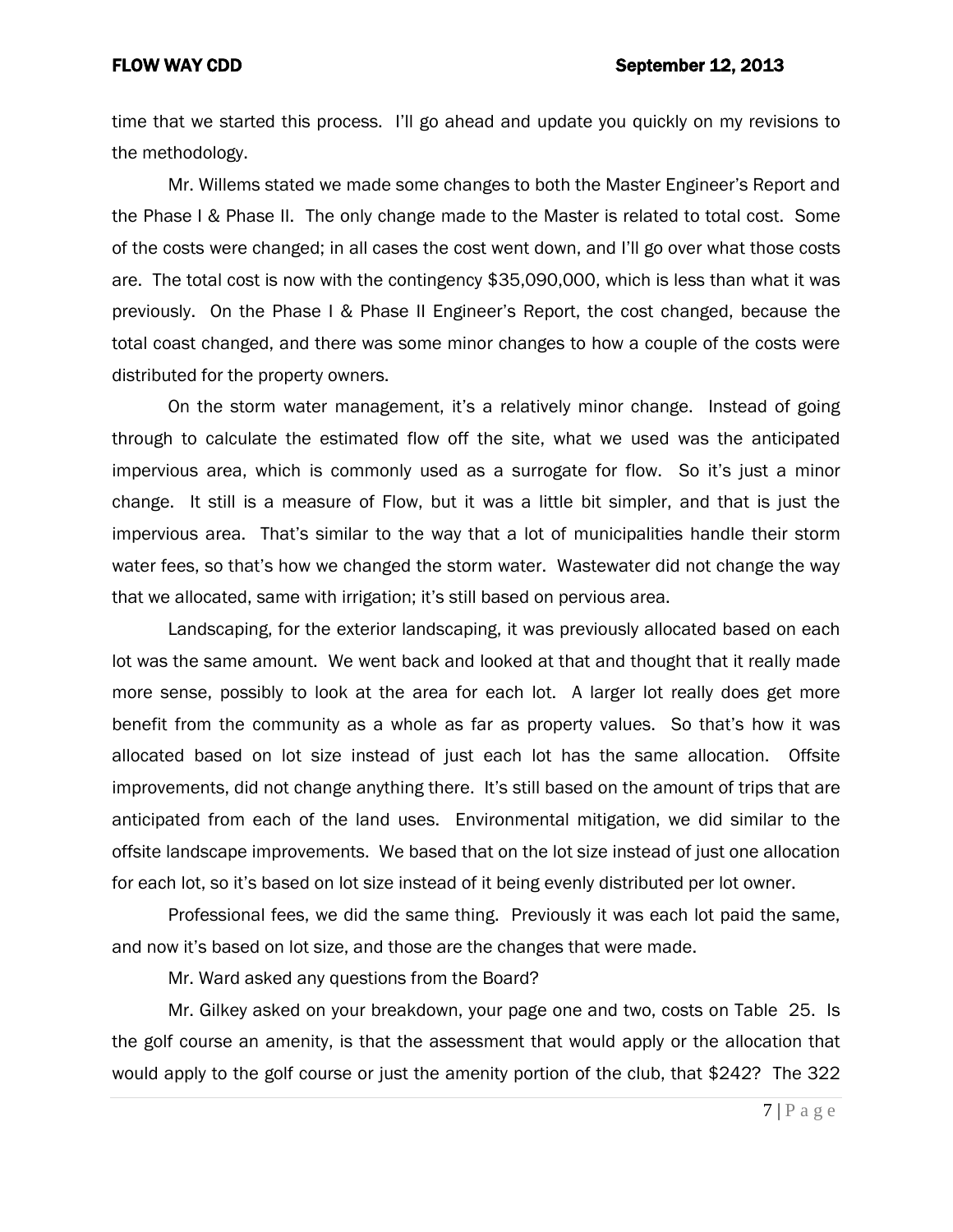time that we started this process. I'll go ahead and update you quickly on my revisions to the methodology.

Mr. Willems stated we made some changes to both the Master Engineer's Report and the Phase I & Phase II. The only change made to the Master is related to total cost. Some of the costs were changed; in all cases the cost went down, and I'll go over what those costs are. The total cost is now with the contingency $35,090,000, which is less than what it was previously. On the Phase I & Phase II Engineer's Report, the cost changed, because the total coast changed, and there was some minor changes to how a couple of the costs were distributed for the property owners.

On the storm water management, it's a relatively minor change. Instead of going through to calculate the estimated flow off the site, what we used was the anticipated impervious area, which is commonly used as a surrogate for flow. So it's just a minor change. It still is a measure of Flow, but it was a little bit simpler, and that is just the impervious area. That's similar to the way that a lot of municipalities handle their storm water fees, so that's how we changed the storm water. Wastewater did not change the way that we allocated, same with irrigation; it's still based on pervious area.

Landscaping, for the exterior landscaping, it was previously allocated based on each lot was the same amount. We went back and looked at that and thought that it really made more sense, possibly to look at the area for each lot. A larger lot really does get more benefit from the community as a whole as far as property values. So that's how it was allocated based on lot size instead of just each lot has the same allocation. Offsite improvements, did not change anything there. It's still based on the amount of trips that are anticipated from each of the land uses. Environmental mitigation, we did similar to the offsite landscape improvements. We based that on the lot size instead of just one allocation for each lot, so it's based on lot size instead of it being evenly distributed per lot owner.

Professional fees, we did the same thing. Previously it was each lot paid the same, and now it's based on lot size, and those are the changes that were made.

Mr. Ward asked any questions from the Board?

Mr. Gilkey asked on your breakdown, your page one and two, costs on Table 25. Is the golf course an amenity, is that the assessment that would apply or the allocation that would apply to the golf course or just the amenity portion of the club, that $242? The 322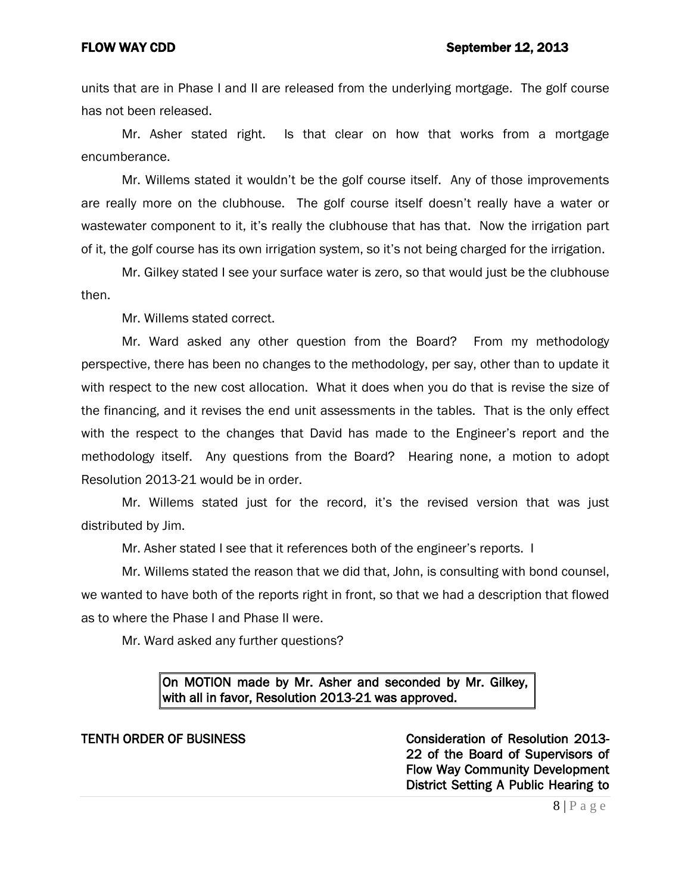units that are in Phase I and II are released from the underlying mortgage. The golf course has not been released.

Mr. Asher stated right. Is that clear on how that works from a mortgage encumberance.

Mr. Willems stated it wouldn't be the golf course itself. Any of those improvements are really more on the clubhouse. The golf course itself doesn't really have a water or wastewater component to it, it's really the clubhouse that has that. Now the irrigation part of it, the golf course has its own irrigation system, so it's not being charged for the irrigation.

Mr. Gilkey stated I see your surface water is zero, so that would just be the clubhouse then.

Mr. Willems stated correct.

Mr. Ward asked any other question from the Board? From my methodology perspective, there has been no changes to the methodology, per say, other than to update it with respect to the new cost allocation. What it does when you do that is revise the size of the financing, and it revises the end unit assessments in the tables. That is the only effect with the respect to the changes that David has made to the Engineer's report and the methodology itself. Any questions from the Board? Hearing none, a motion to adopt Resolution 2013-21 would be in order.

Mr. Willems stated just for the record, it's the revised version that was just distributed by Jim.

Mr. Asher stated I see that it references both of the engineer's reports. I

Mr. Willems stated the reason that we did that, John, is consulting with bond counsel, we wanted to have both of the reports right in front, so that we had a description that flowed as to where the Phase I and Phase II were.

Mr. Ward asked any further questions?

**On MOTION made by Mr. Asher and seconded by Mr. Gilkey, with all in favor, Resolution 2013-21 was approved.**

**TENTH ORDER OF BUSINESS** **Consideration of Resolution 2013-22 of the Board of Supervisors of Flow Way Community Development District Setting A Public Hearing to**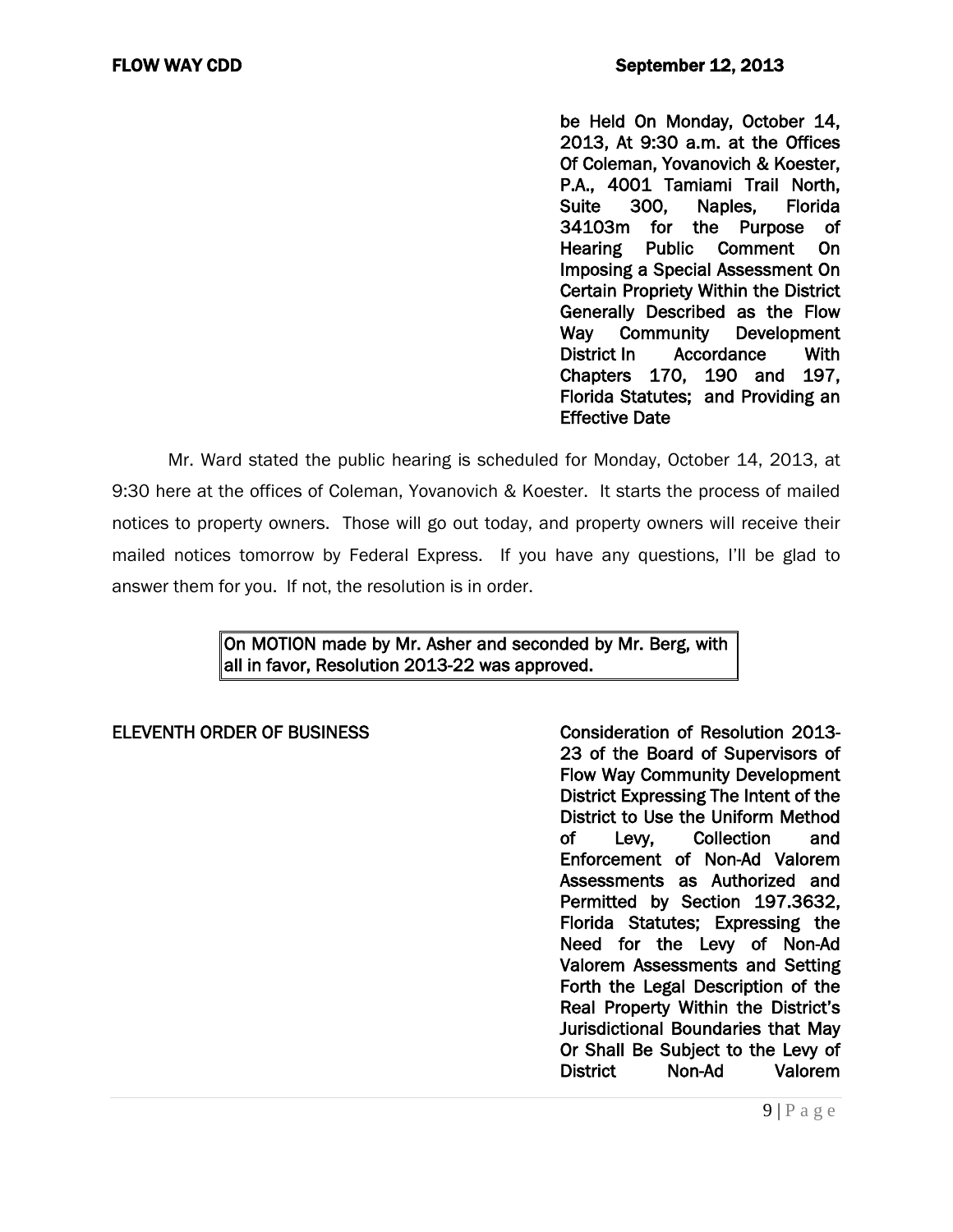be Held On Monday, October 14, 2013, At 9:30 a.m. at the Offices Of Coleman, Yovanovich & Koester, P.A., 4001 Tamiami Trail North, Suite 300, Naples, Florida 34103m for the Purpose of Hearing Public Comment On Imposing a Special Assessment On Certain Propriety Within the District Generally Described as the Flow Way Community Development District In Accordance With Chapters 170, 190 and 197, Florida Statutes; and Providing an Effective Date

Mr. Ward stated the public hearing is scheduled for Monday, October 14, 2013, at 9:30 here at the offices of Coleman, Yovanovich & Koester. It starts the process of mailed notices to property owners. Those will go out today, and property owners will receive their mailed notices tomorrow by Federal Express. If you have any questions, I'll be glad to answer them for you. If not, the resolution is in order.

**On MOTION made by Mr. Asher and seconded by Mr. Berg, with all in favor, Resolution 2013-22 was approved.**

**ELEVENTH ORDER OF BUSINESS**

**Consideration of Resolution 2013-23 of the Board of Supervisors of Flow Way Community Development District Expressing The Intent of the District to Use the Uniform Method of Levy, Collection and Enforcement of Non-Ad Valorem Assessments as Authorized and Permitted by Section 197.3632, Florida Statutes; Expressing the Need for the Levy of Non-Ad Valorem Assessments and Setting Forth the Legal Description of the Real Property Within the District's Jurisdictional Boundaries that May Or Shall Be Subject to the Levy of District Non-Ad Valorem**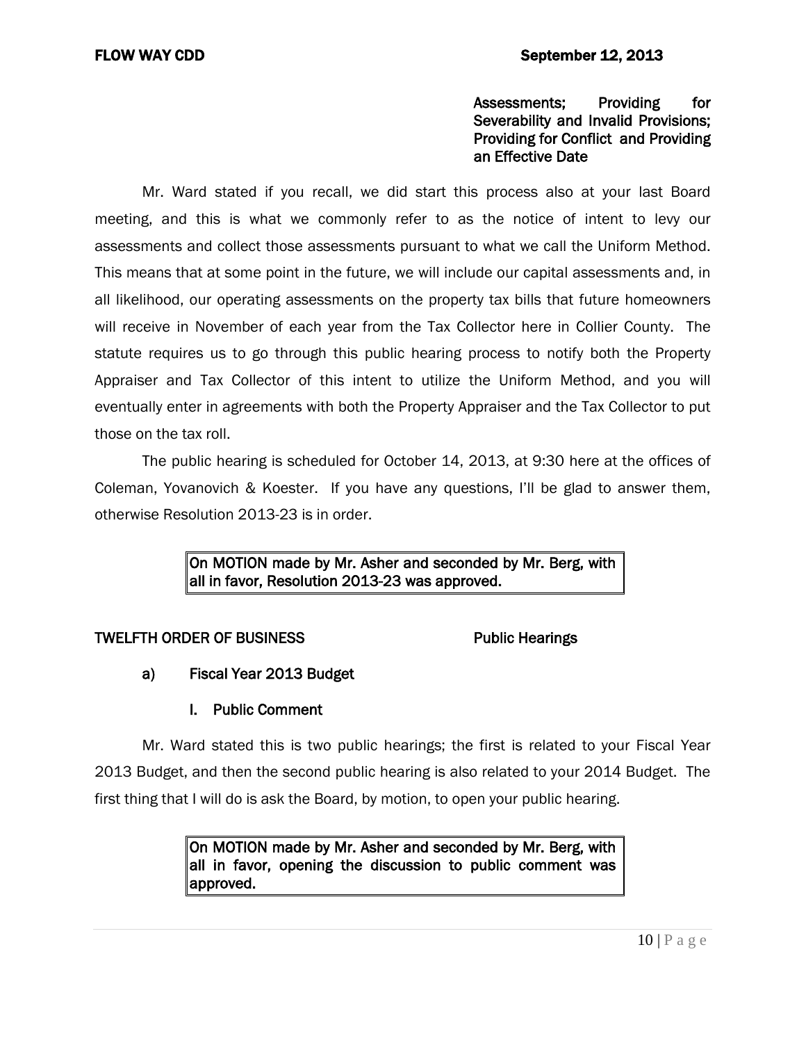Assessments; Providing for Severability and Invalid Provisions; Providing for Conflict and Providing an Effective Date

Mr. Ward stated if you recall, we did start this process also at your last Board meeting, and this is what we commonly refer to as the notice of intent to levy our assessments and collect those assessments pursuant to what we call the Uniform Method. This means that at some point in the future, we will include our capital assessments and, in all likelihood, our operating assessments on the property tax bills that future homeowners will receive in November of each year from the Tax Collector here in Collier County. The statute requires us to go through this public hearing process to notify both the Property Appraiser and Tax Collector of this intent to utilize the Uniform Method, and you will eventually enter in agreements with both the Property Appraiser and the Tax Collector to put those on the tax roll.

The public hearing is scheduled for October 14, 2013, at 9:30 here at the offices of Coleman, Yovanovich & Koester. If you have any questions, I'll be glad to answer them, otherwise Resolution 2013-23 is in order.

> **On MOTION made by Mr. Asher and seconded by Mr. Berg, with all in favor, Resolution 2013-23 was approved.**

**TWELFTH ORDER OF BUSINESS** **Public Hearings**

**a) Fiscal Year 2013 Budget**

**I. Public Comment**

Mr. Ward stated this is two public hearings; the first is related to your Fiscal Year 2013 Budget, and then the second public hearing is also related to your 2014 Budget. The first thing that I will do is ask the Board, by motion, to open your public hearing.

> **On MOTION made by Mr. Asher and seconded by Mr. Berg, with all in favor, opening the discussion to public comment was approved.**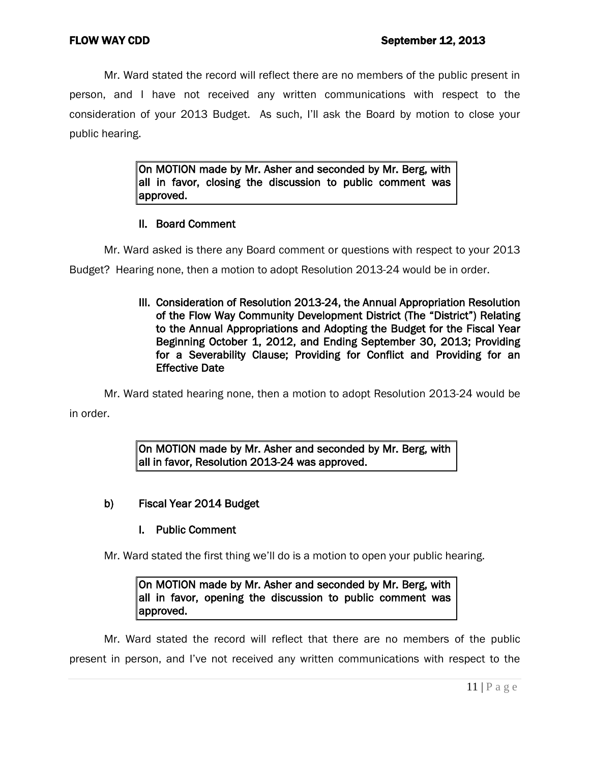Mr. Ward stated the record will reflect there are no members of the public present in person, and I have not received any written communications with respect to the consideration of your 2013 Budget. As such, I'll ask the Board by motion to close your public hearing.

> **On MOTION made by Mr. Asher and seconded by Mr. Berg, with all in favor, closing the discussion to public comment was approved.**

**II. Board Comment**

Mr. Ward asked is there any Board comment or questions with respect to your 2013 Budget? Hearing none, then a motion to adopt Resolution 2013-24 would be in order.

**III. Consideration of Resolution 2013-24, the Annual Appropriation Resolution of the Flow Way Community Development District (The "District") Relating to the Annual Appropriations and Adopting the Budget for the Fiscal Year Beginning October 1, 2012, and Ending September 30, 2013; Providing for a Severability Clause; Providing for Conflict and Providing for an Effective Date**

Mr. Ward stated hearing none, then a motion to adopt Resolution 2013-24 would be in order.

> **On MOTION made by Mr. Asher and seconded by Mr. Berg, with all in favor, Resolution 2013-24 was approved.**

**b) Fiscal Year 2014 Budget**

**I. Public Comment**

Mr. Ward stated the first thing we'll do is a motion to open your public hearing.

> **On MOTION made by Mr. Asher and seconded by Mr. Berg, with all in favor, opening the discussion to public comment was approved.**

Mr. Ward stated the record will reflect that there are no members of the public present in person, and I've not received any written communications with respect to the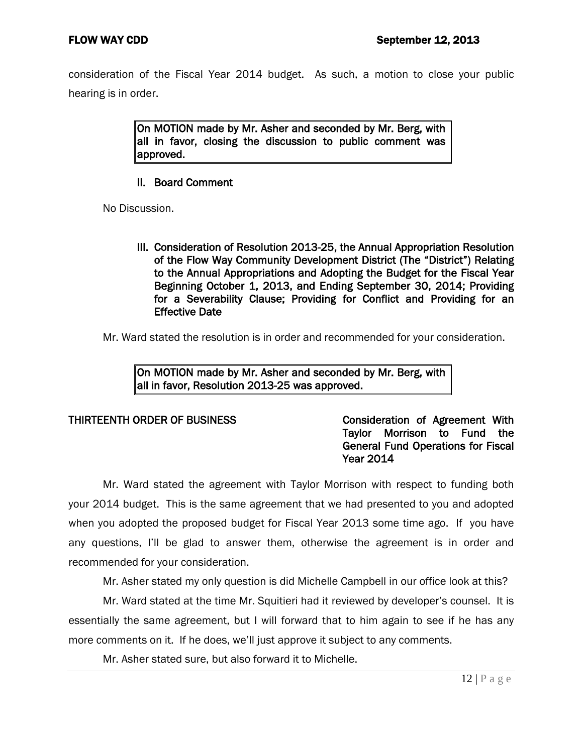consideration of the Fiscal Year 2014 budget. As such, a motion to close your public hearing is in order.

> **On MOTION made by Mr. Asher and seconded by Mr. Berg, with all in favor, closing the discussion to public comment was approved.**

**II. Board Comment**

No Discussion.

**III. Consideration of Resolution 2013-25, the Annual Appropriation Resolution of the Flow Way Community Development District (The "District") Relating to the Annual Appropriations and Adopting the Budget for the Fiscal Year Beginning October 1, 2013, and Ending September 30, 2014; Providing for a Severability Clause; Providing for Conflict and Providing for an Effective Date**

Mr. Ward stated the resolution is in order and recommended for your consideration.

> **On MOTION made by Mr. Asher and seconded by Mr. Berg, with all in favor, Resolution 2013-25 was approved.**

**THIRTEENTH ORDER OF BUSINESS** | **Consideration of Agreement With Taylor Morrison to Fund the General Fund Operations for Fiscal Year 2014**

Mr. Ward stated the agreement with Taylor Morrison with respect to funding both your 2014 budget. This is the same agreement that we had presented to you and adopted when you adopted the proposed budget for Fiscal Year 2013 some time ago. If you have any questions, I'll be glad to answer them, otherwise the agreement is in order and recommended for your consideration.

Mr. Asher stated my only question is did Michelle Campbell in our office look at this?

Mr. Ward stated at the time Mr. Squitieri had it reviewed by developer's counsel. It is essentially the same agreement, but I will forward that to him again to see if he has any more comments on it. If he does, we'll just approve it subject to any comments.

Mr. Asher stated sure, but also forward it to Michelle.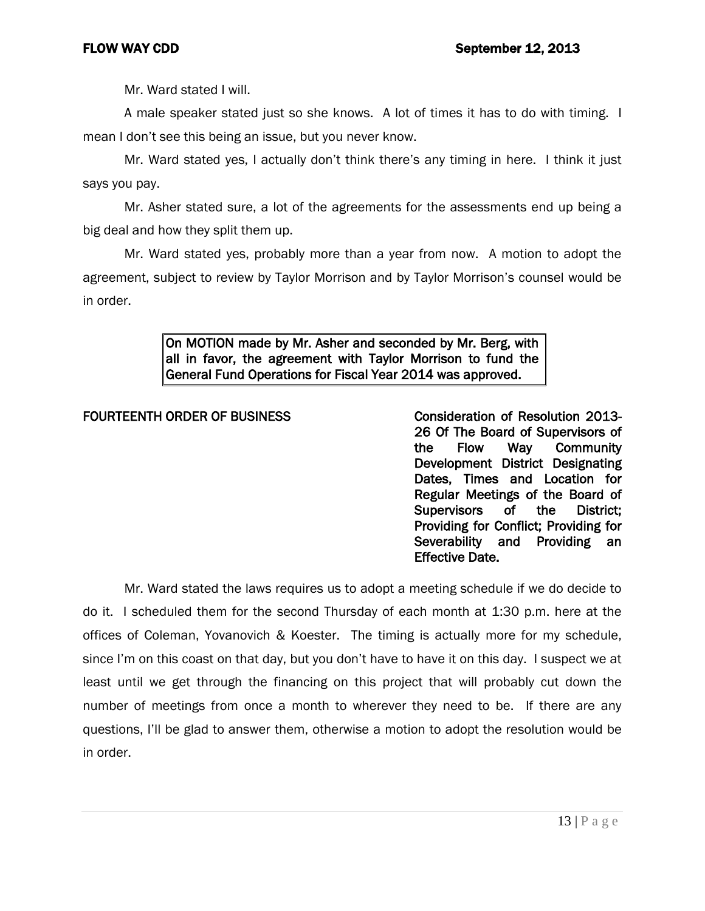Mr. Ward stated I will.

A male speaker stated just so she knows. A lot of times it has to do with timing. I mean I don't see this being an issue, but you never know.

Mr. Ward stated yes, I actually don't think there's any timing in here. I think it just says you pay.

Mr. Asher stated sure, a lot of the agreements for the assessments end up being a big deal and how they split them up.

Mr. Ward stated yes, probably more than a year from now. A motion to adopt the agreement, subject to review by Taylor Morrison and by Taylor Morrison's counsel would be in order.

> **On MOTION made by Mr. Asher and seconded by Mr. Berg, with all in favor, the agreement with Taylor Morrison to fund the General Fund Operations for Fiscal Year 2014 was approved.**

**FOURTEENTH ORDER OF BUSINESS** — **Consideration of Resolution 2013-26 Of The Board of Supervisors of the Flow Way Community Development District Designating Dates, Times and Location for Regular Meetings of the Board of Supervisors of the District; Providing for Conflict; Providing for Severability and Providing an Effective Date.**

Mr. Ward stated the laws requires us to adopt a meeting schedule if we do decide to do it. I scheduled them for the second Thursday of each month at 1:30 p.m. here at the offices of Coleman, Yovanovich & Koester. The timing is actually more for my schedule, since I'm on this coast on that day, but you don't have to have it on this day. I suspect we at least until we get through the financing on this project that will probably cut down the number of meetings from once a month to wherever they need to be. If there are any questions, I'll be glad to answer them, otherwise a motion to adopt the resolution would be in order.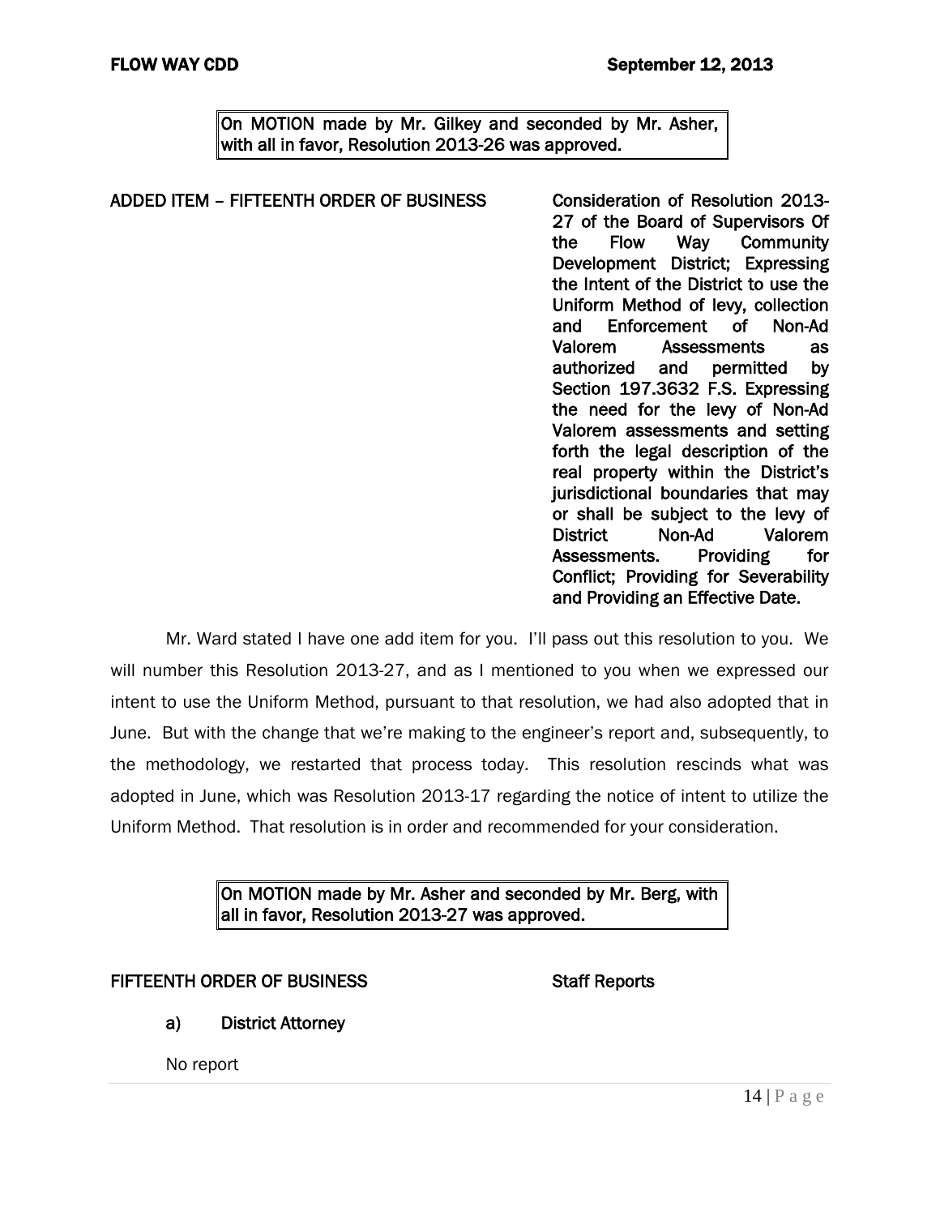**On MOTION made by Mr. Gilkey and seconded by Mr. Asher, with all in favor, Resolution 2013-26 was approved.**

**ADDED ITEM – FIFTEENTH ORDER OF BUSINESS** **Consideration of Resolution 2013-27 of the Board of Supervisors Of the Flow Way Community Development District; Expressing the Intent of the District to use the Uniform Method of levy, collection and Enforcement of Non-Ad Valorem Assessments as authorized and permitted by Section 197.3632 F.S. Expressing the need for the levy of Non-Ad Valorem assessments and setting forth the legal description of the real property within the District's jurisdictional boundaries that may or shall be subject to the levy of District Non-Ad Valorem Assessments. Providing for Conflict; Providing for Severability and Providing an Effective Date.**

Mr. Ward stated I have one add item for you. I'll pass out this resolution to you. We will number this Resolution 2013-27, and as I mentioned to you when we expressed our intent to use the Uniform Method, pursuant to that resolution, we had also adopted that in June. But with the change that we're making to the engineer's report and, subsequently, to the methodology, we restarted that process today. This resolution rescinds what was adopted in June, which was Resolution 2013-17 regarding the notice of intent to utilize the Uniform Method. That resolution is in order and recommended for your consideration.

**On MOTION made by Mr. Asher and seconded by Mr. Berg, with all in favor, Resolution 2013-27 was approved.**

**FIFTEENTH ORDER OF BUSINESS** **Staff Reports**

**a) District Attorney**

No report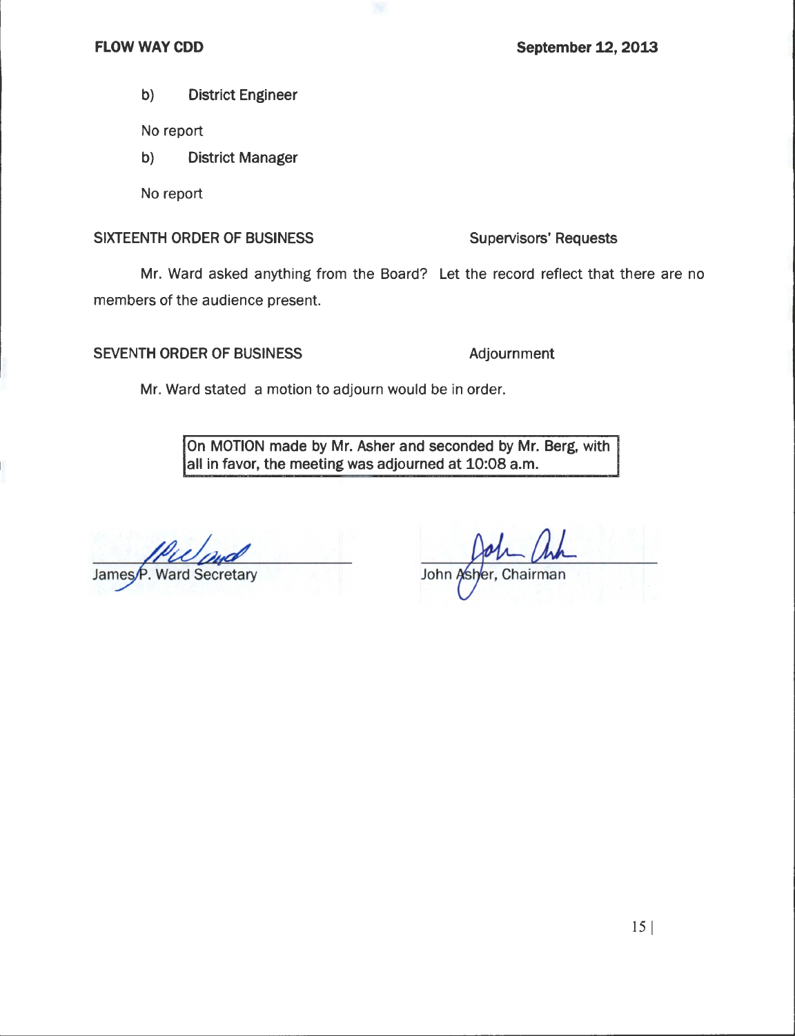b) District Engineer

No report

b) District Manager

No report

**SIXTEENTH ORDER OF BUSINESS** **Supervisors' Requests**

Mr. Ward asked anything from the Board? Let the record reflect that there are no members of the audience present.

**SEVENTH ORDER OF BUSINESS** **Adjournment**

Mr. Ward stated a motion to adjourn would be in order.

> On MOTION made by Mr. Asher and seconded by Mr. Berg, with all in favor, the meeting was adjourned at 10:08 a.m.

James P. Ward Secretary

John Asher, Chairman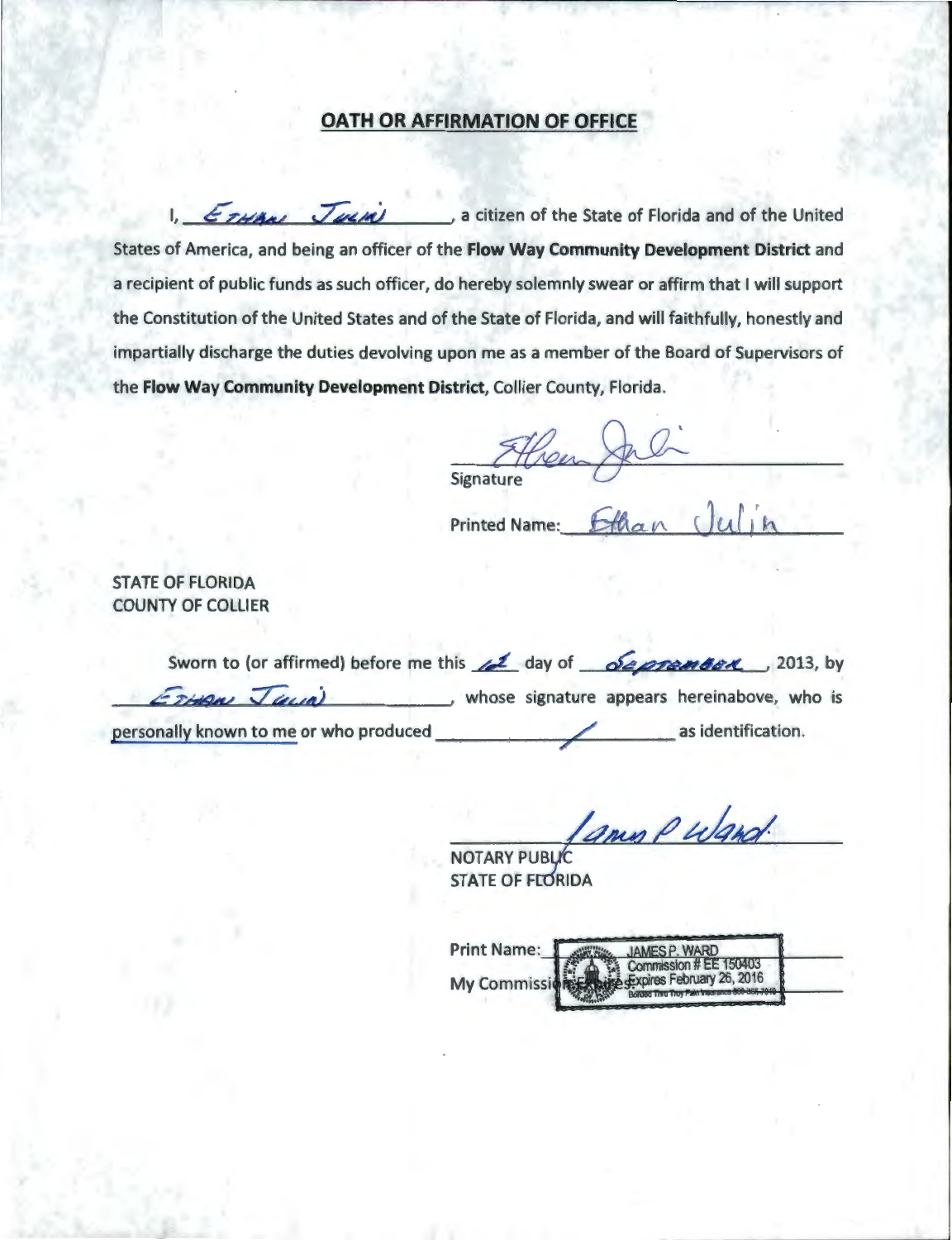## OATH OR AFFIRMATION OF OFFICE

I, ETHAN JULIN, a citizen of the State of Florida and of the United States of America, and being an officer of the **Flow Way Community Development District** and a recipient of public funds as such officer, do hereby solemnly swear or affirm that I will support the Constitution of the United States and of the State of Florida, and will faithfully, honestly and impartially discharge the duties devolving upon me as a member of the Board of Supervisors of the **Flow Way Community Development District**, Collier County, Florida.

Signature

Printed Name: Ethan Julin

STATE OF FLORIDA
COUNTY OF COLLIER

Sworn to (or affirmed) before me this 12 day of SEPTEMBER, 2013, by ETHAN JULIN, whose signature appears hereinabove, who is personally known to me or who produced / as identification.

NOTARY PUBLIC
STATE OF FLORIDA

Print Name: JAMES P. WARD
Commission # EE 150403

My Commission Expires: Expires February 26, 2016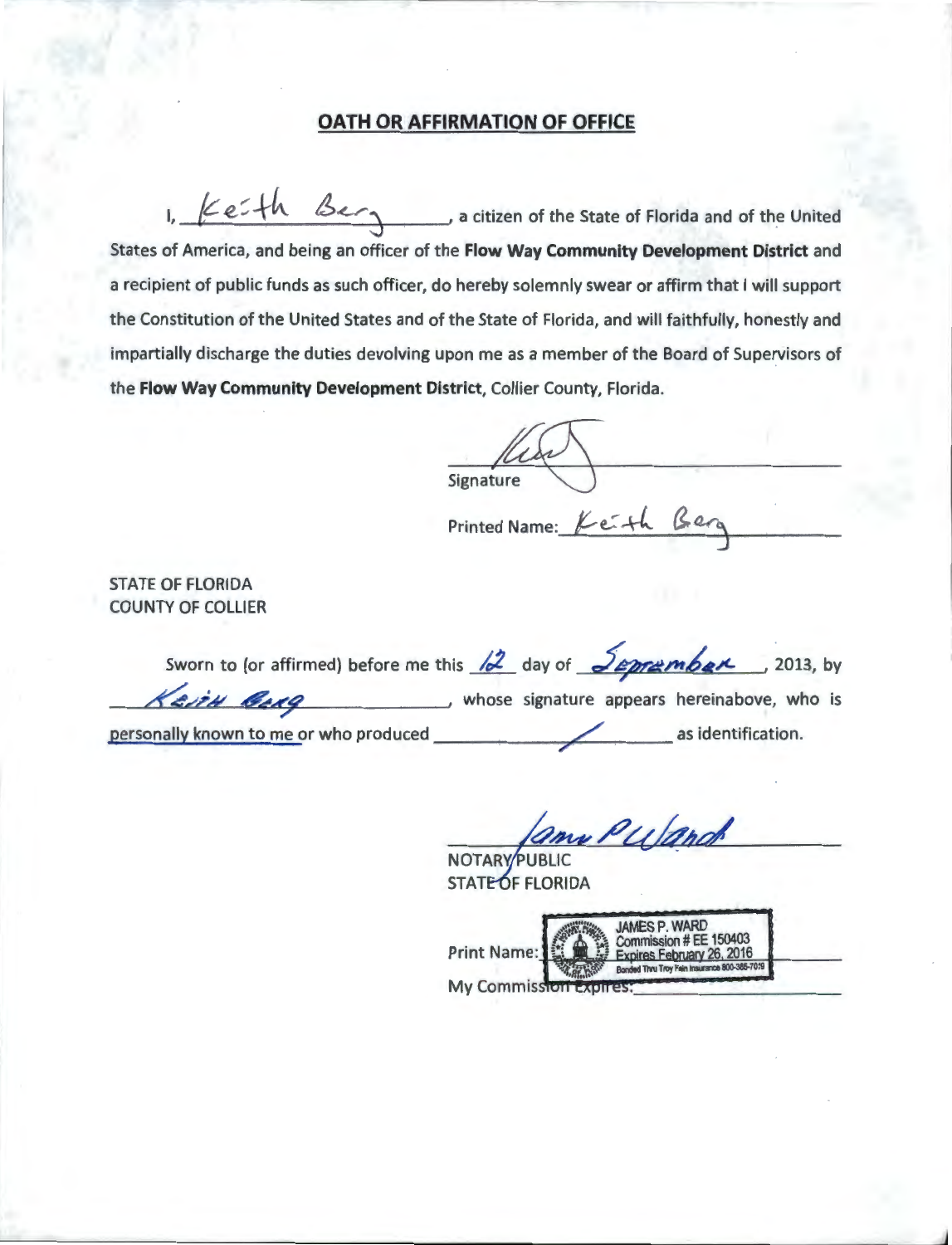# OATH OR AFFIRMATION OF OFFICE

I, Keith Berg, a citizen of the State of Florida and of the United States of America, and being an officer of the **Flow Way Community Development District** and a recipient of public funds as such officer, do hereby solemnly swear or affirm that I will support the Constitution of the United States and of the State of Florida, and will faithfully, honestly and impartially discharge the duties devolving upon me as a member of the Board of Supervisors of the **Flow Way Community Development District**, Collier County, Florida.

Signature

Printed Name: Keith Berg

STATE OF FLORIDA
COUNTY OF COLLIER

Sworn to (or affirmed) before me this 12 day of September, 2013, by Keith Berg, whose signature appears hereinabove, who is personally known to me or who produced / as identification.

NOTARY PUBLIC
STATE OF FLORIDA

Print Name: JAMES P. WARD
Commission # EE 150403
Expires February 26, 2016
Bonded Thru Troy Fain Insurance 800-385-7019

My Commission Expires: